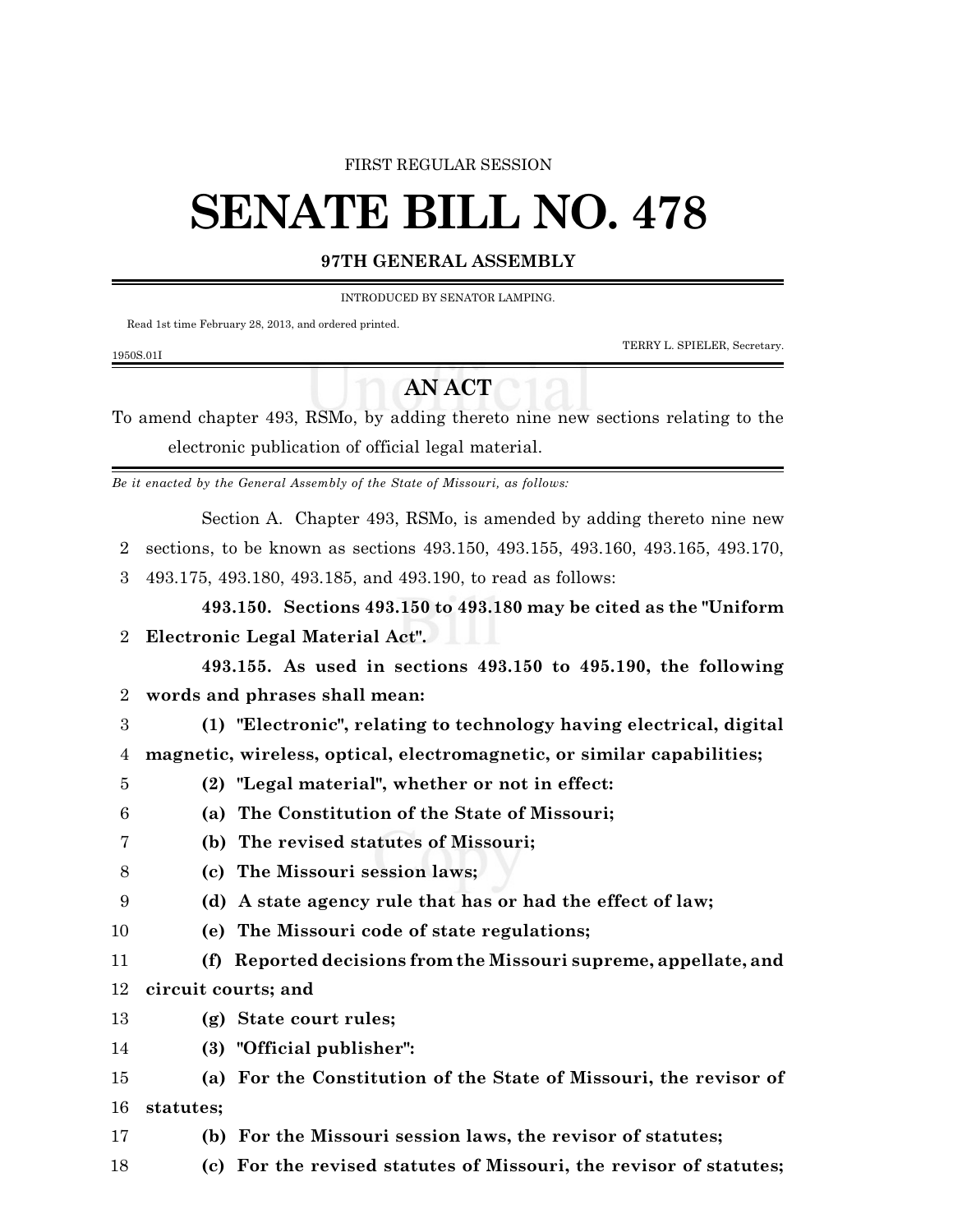FIRST REGULAR SESSION

# SENATE BILL NO. 478

**97TH GENERAL ASSEMBLY**

INTRODUCED BY SENATOR LAMPING.

Read 1st time February 28, 2013, and ordered printed.

TERRY L. SPIELER, Secretary.

1950S.01I

## AN ACT

To amend chapter 493, RSMo, by adding thereto nine new sections relating to the electronic publication of official legal material.

*Be it enacted by the General Assembly of the State of Missouri, as follows:*

Section A. Chapter 493, RSMo, is amended by adding thereto nine new
2 sections, to be known as sections 493.150, 493.155, 493.160, 493.165, 493.170,
3 493.175, 493.180, 493.185, and 493.190, to read as follows:

**493.150. Sections 493.150 to 493.180 may be cited as the "Uniform**
2 **Electronic Legal Material Act".**

**493.155. As used in sections 493.150 to 495.190, the following**
2 **words and phrases shall mean:**
3 **(1) "Electronic", relating to technology having electrical, digital**
4 **magnetic, wireless, optical, electromagnetic, or similar capabilities;**
5 **(2) "Legal material", whether or not in effect:**
6 **(a) The Constitution of the State of Missouri;**
7 **(b) The revised statutes of Missouri;**
8 **(c) The Missouri session laws;**
9 **(d) A state agency rule that has or had the effect of law;**
10 **(e) The Missouri code of state regulations;**
11 **(f) Reported decisions from the Missouri supreme, appellate, and**
12 **circuit courts; and**
13 **(g) State court rules;**
14 **(3) "Official publisher":**
15 **(a) For the Constitution of the State of Missouri, the revisor of**
16 **statutes;**
17 **(b) For the Missouri session laws, the revisor of statutes;**
18 **(c) For the revised statutes of Missouri, the revisor of statutes;**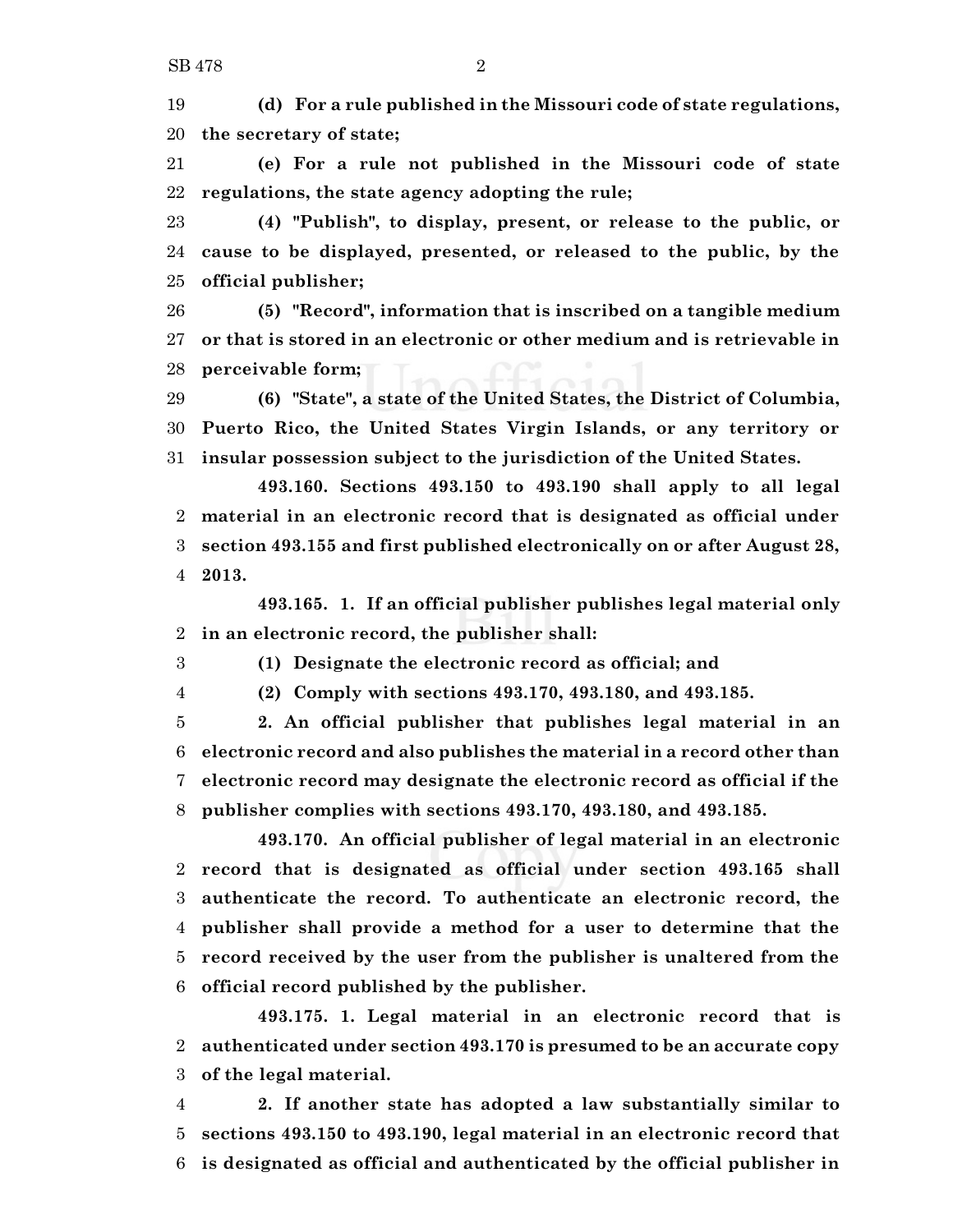**(d) For a rule published in the Missouri code of state regulations, the secretary of state;**

**(e) For a rule not published in the Missouri code of state regulations, the state agency adopting the rule;**

**(4) "Publish", to display, present, or release to the public, or cause to be displayed, presented, or released to the public, by the official publisher;**

**(5) "Record", information that is inscribed on a tangible medium or that is stored in an electronic or other medium and is retrievable in perceivable form;**

**(6) "State", a state of the United States, the District of Columbia, Puerto Rico, the United States Virgin Islands, or any territory or insular possession subject to the jurisdiction of the United States.**

**493.160. Sections 493.150 to 493.190 shall apply to all legal material in an electronic record that is designated as official under section 493.155 and first published electronically on or after August 28, 2013.**

**493.165. 1. If an official publisher publishes legal material only in an electronic record, the publisher shall:**

**(1) Designate the electronic record as official; and**

**(2) Comply with sections 493.170, 493.180, and 493.185.**

**2. An official publisher that publishes legal material in an electronic record and also publishes the material in a record other than electronic record may designate the electronic record as official if the publisher complies with sections 493.170, 493.180, and 493.185.**

**493.170. An official publisher of legal material in an electronic record that is designated as official under section 493.165 shall authenticate the record. To authenticate an electronic record, the publisher shall provide a method for a user to determine that the record received by the user from the publisher is unaltered from the official record published by the publisher.**

**493.175. 1. Legal material in an electronic record that is authenticated under section 493.170 is presumed to be an accurate copy of the legal material.**

**2. If another state has adopted a law substantially similar to sections 493.150 to 493.190, legal material in an electronic record that is designated as official and authenticated by the official publisher in**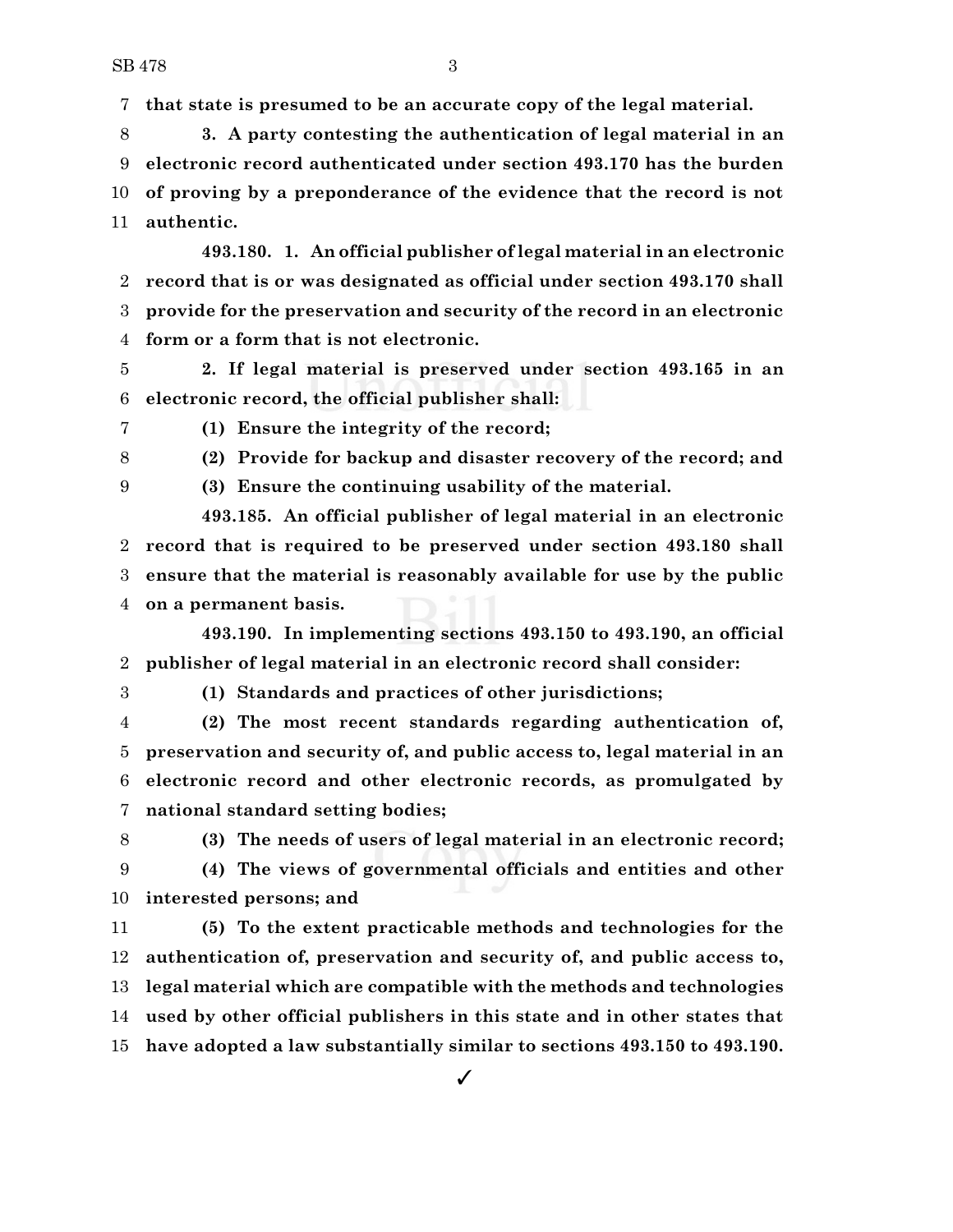**that state is presumed to be an accurate copy of the legal material.**

**3. A party contesting the authentication of legal material in an electronic record authenticated under section 493.170 has the burden of proving by a preponderance of the evidence that the record is not authentic.**

**493.180. 1. An official publisher of legal material in an electronic record that is or was designated as official under section 493.170 shall provide for the preservation and security of the record in an electronic form or a form that is not electronic.**

**2. If legal material is preserved under section 493.165 in an electronic record, the official publisher shall:**

**(1) Ensure the integrity of the record;**

**(2) Provide for backup and disaster recovery of the record; and**

**(3) Ensure the continuing usability of the material.**

**493.185. An official publisher of legal material in an electronic record that is required to be preserved under section 493.180 shall ensure that the material is reasonably available for use by the public on a permanent basis.**

**493.190. In implementing sections 493.150 to 493.190, an official publisher of legal material in an electronic record shall consider:**

**(1) Standards and practices of other jurisdictions;**

**(2) The most recent standards regarding authentication of, preservation and security of, and public access to, legal material in an electronic record and other electronic records, as promulgated by national standard setting bodies;**

**(3) The needs of users of legal material in an electronic record;**

**(4) The views of governmental officials and entities and other interested persons; and**

**(5) To the extent practicable methods and technologies for the authentication of, preservation and security of, and public access to, legal material which are compatible with the methods and technologies used by other official publishers in this state and in other states that have adopted a law substantially similar to sections 493.150 to 493.190.**

✓